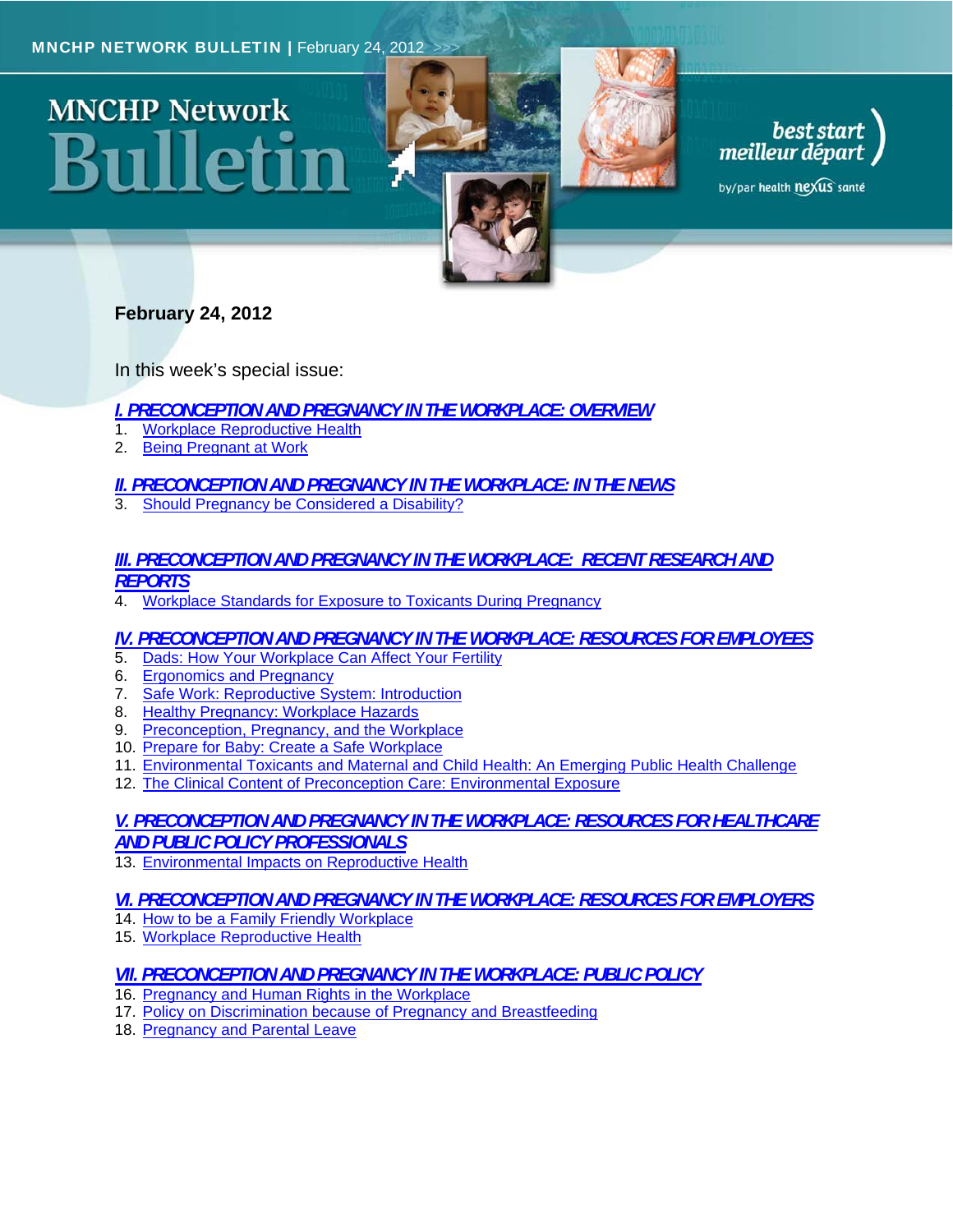MNCHP NETWORK BULLETIN | February 24, 2012

# MNCHP Network Bulletin

best start meilleur départ

by/par health nexus santé

**February 24, 2012**

In this week's special issue:

## I. PRECONCEPTION AND PREGNANCY IN THE WORKPLACE: OVERVIEW

1. Workplace Reproductive Health
2. Being Pregnant at Work

## II. PRECONCEPTION AND PREGNANCY IN THE WORKPLACE: IN THE NEWS

3. Should Pregnancy be Considered a Disability?

## III. PRECONCEPTION AND PREGNANCY IN THE WORKPLACE: RECENT RESEARCH AND REPORTS

4. Workplace Standards for Exposure to Toxicants During Pregnancy

## IV. PRECONCEPTION AND PREGNANCY IN THE WORKPLACE: RESOURCES FOR EMPLOYEES

5. Dads: How Your Workplace Can Affect Your Fertility
6. Ergonomics and Pregnancy
7. Safe Work: Reproductive System: Introduction
8. Healthy Pregnancy: Workplace Hazards
9. Preconception, Pregnancy, and the Workplace
10. Prepare for Baby: Create a Safe Workplace
11. Environmental Toxicants and Maternal and Child Health: An Emerging Public Health Challenge
12. The Clinical Content of Preconception Care: Environmental Exposure

## V. PRECONCEPTION AND PREGNANCY IN THE WORKPLACE: RESOURCES FOR HEALTHCARE AND PUBLIC POLICY PROFESSIONALS

13. Environmental Impacts on Reproductive Health

## VI. PRECONCEPTION AND PREGNANCY IN THE WORKPLACE: RESOURCES FOR EMPLOYERS

14. How to be a Family Friendly Workplace
15. Workplace Reproductive Health

## VII. PRECONCEPTION AND PREGNANCY IN THE WORKPLACE: PUBLIC POLICY

16. Pregnancy and Human Rights in the Workplace
17. Policy on Discrimination because of Pregnancy and Breastfeeding
18. Pregnancy and Parental Leave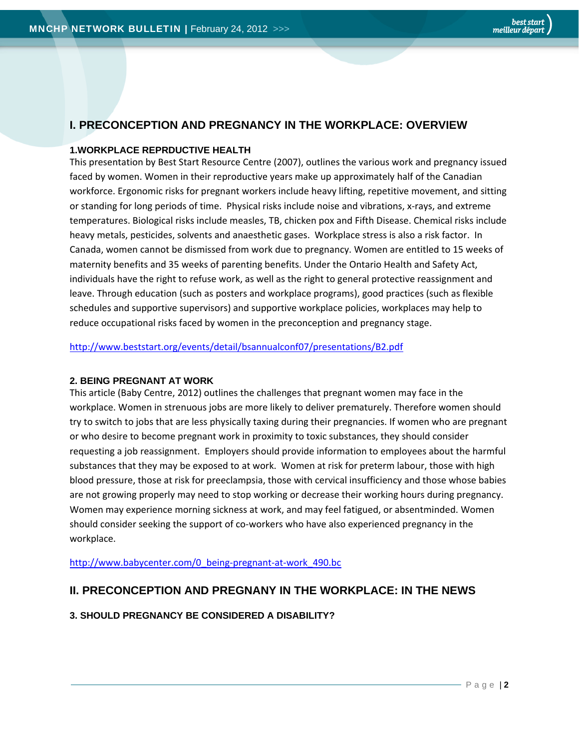## I. PRECONCEPTION AND PREGNANCY IN THE WORKPLACE: OVERVIEW

### 1.WORKPLACE REPRDUCTIVE HEALTH

This presentation by Best Start Resource Centre (2007), outlines the various work and pregnancy issued faced by women. Women in their reproductive years make up approximately half of the Canadian workforce. Ergonomic risks for pregnant workers include heavy lifting, repetitive movement, and sitting or standing for long periods of time. Physical risks include noise and vibrations, x-rays, and extreme temperatures. Biological risks include measles, TB, chicken pox and Fifth Disease. Chemical risks include heavy metals, pesticides, solvents and anaesthetic gases. Workplace stress is also a risk factor. In Canada, women cannot be dismissed from work due to pregnancy. Women are entitled to 15 weeks of maternity benefits and 35 weeks of parenting benefits. Under the Ontario Health and Safety Act, individuals have the right to refuse work, as well as the right to general protective reassignment and leave. Through education (such as posters and workplace programs), good practices (such as flexible schedules and supportive supervisors) and supportive workplace policies, workplaces may help to reduce occupational risks faced by women in the preconception and pregnancy stage.

http://www.beststart.org/events/detail/bsannualconf07/presentations/B2.pdf

### 2. BEING PREGNANT AT WORK

This article (Baby Centre, 2012) outlines the challenges that pregnant women may face in the workplace. Women in strenuous jobs are more likely to deliver prematurely. Therefore women should try to switch to jobs that are less physically taxing during their pregnancies. If women who are pregnant or who desire to become pregnant work in proximity to toxic substances, they should consider requesting a job reassignment. Employers should provide information to employees about the harmful substances that they may be exposed to at work. Women at risk for preterm labour, those with high blood pressure, those at risk for preeclampsia, those with cervical insufficiency and those whose babies are not growing properly may need to stop working or decrease their working hours during pregnancy. Women may experience morning sickness at work, and may feel fatigued, or absentminded. Women should consider seeking the support of co-workers who have also experienced pregnancy in the workplace.

http://www.babycenter.com/0_being-pregnant-at-work_490.bc

## II. PRECONCEPTION AND PREGNANY IN THE WORKPLACE: IN THE NEWS

### 3. SHOULD PREGNANCY BE CONSIDERED A DISABILITY?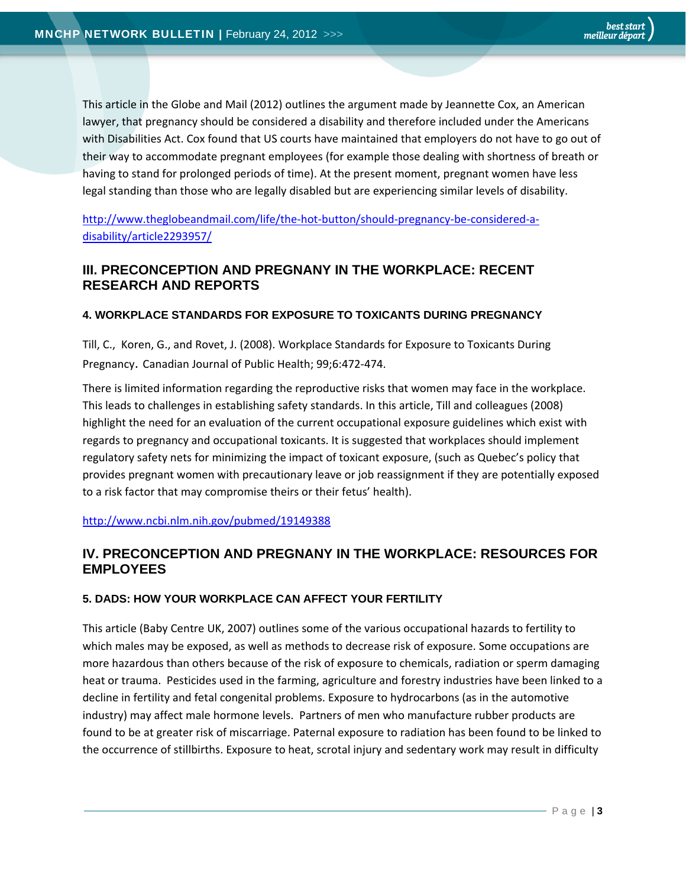This article in the Globe and Mail (2012) outlines the argument made by Jeannette Cox, an American lawyer, that pregnancy should be considered a disability and therefore included under the Americans with Disabilities Act. Cox found that US courts have maintained that employers do not have to go out of their way to accommodate pregnant employees (for example those dealing with shortness of breath or having to stand for prolonged periods of time). At the present moment, pregnant women have less legal standing than those who are legally disabled but are experiencing similar levels of disability.

http://www.theglobeandmail.com/life/the-hot-button/should-pregnancy-be-considered-a-disability/article2293957/

## III. PRECONCEPTION AND PREGNANY IN THE WORKPLACE: RECENT RESEARCH AND REPORTS

### 4. WORKPLACE STANDARDS FOR EXPOSURE TO TOXICANTS DURING PREGNANCY

Till, C., Koren, G., and Rovet, J. (2008). Workplace Standards for Exposure to Toxicants During Pregnancy. Canadian Journal of Public Health; 99;6:472-474.

There is limited information regarding the reproductive risks that women may face in the workplace. This leads to challenges in establishing safety standards. In this article, Till and colleagues (2008) highlight the need for an evaluation of the current occupational exposure guidelines which exist with regards to pregnancy and occupational toxicants. It is suggested that workplaces should implement regulatory safety nets for minimizing the impact of toxicant exposure, (such as Quebec's policy that provides pregnant women with precautionary leave or job reassignment if they are potentially exposed to a risk factor that may compromise theirs or their fetus' health).

http://www.ncbi.nlm.nih.gov/pubmed/19149388

## IV. PRECONCEPTION AND PREGNANY IN THE WORKPLACE: RESOURCES FOR EMPLOYEES

### 5. DADS: HOW YOUR WORKPLACE CAN AFFECT YOUR FERTILITY

This article (Baby Centre UK, 2007) outlines some of the various occupational hazards to fertility to which males may be exposed, as well as methods to decrease risk of exposure. Some occupations are more hazardous than others because of the risk of exposure to chemicals, radiation or sperm damaging heat or trauma. Pesticides used in the farming, agriculture and forestry industries have been linked to a decline in fertility and fetal congenital problems. Exposure to hydrocarbons (as in the automotive industry) may affect male hormone levels. Partners of men who manufacture rubber products are found to be at greater risk of miscarriage. Paternal exposure to radiation has been found to be linked to the occurrence of stillbirths. Exposure to heat, scrotal injury and sedentary work may result in difficulty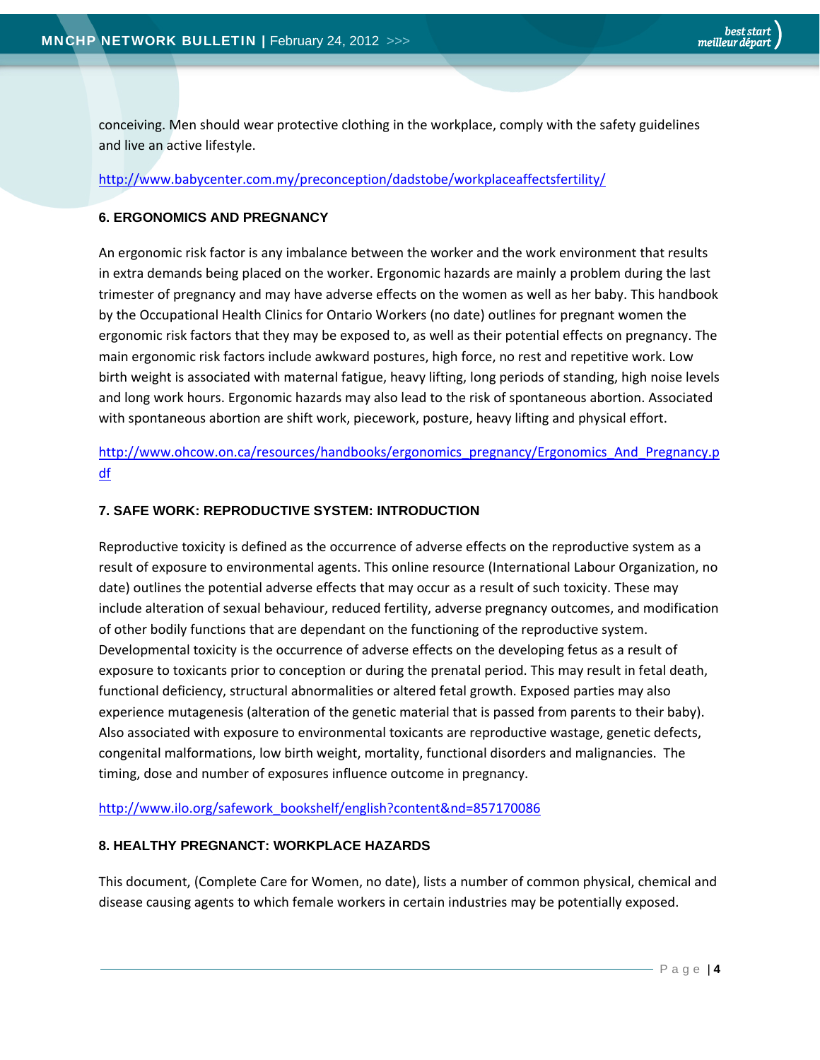conceiving. Men should wear protective clothing in the workplace, comply with the safety guidelines and live an active lifestyle.

http://www.babycenter.com.my/preconception/dadstobe/workplaceaffectsfertility/

### 6. ERGONOMICS AND PREGNANCY

An ergonomic risk factor is any imbalance between the worker and the work environment that results in extra demands being placed on the worker. Ergonomic hazards are mainly a problem during the last trimester of pregnancy and may have adverse effects on the women as well as her baby. This handbook by the Occupational Health Clinics for Ontario Workers (no date) outlines for pregnant women the ergonomic risk factors that they may be exposed to, as well as their potential effects on pregnancy. The main ergonomic risk factors include awkward postures, high force, no rest and repetitive work. Low birth weight is associated with maternal fatigue, heavy lifting, long periods of standing, high noise levels and long work hours. Ergonomic hazards may also lead to the risk of spontaneous abortion. Associated with spontaneous abortion are shift work, piecework, posture, heavy lifting and physical effort.

http://www.ohcow.on.ca/resources/handbooks/ergonomics_pregnancy/Ergonomics_And_Pregnancy.pdf

### 7. SAFE WORK: REPRODUCTIVE SYSTEM: INTRODUCTION

Reproductive toxicity is defined as the occurrence of adverse effects on the reproductive system as a result of exposure to environmental agents. This online resource (International Labour Organization, no date) outlines the potential adverse effects that may occur as a result of such toxicity. These may include alteration of sexual behaviour, reduced fertility, adverse pregnancy outcomes, and modification of other bodily functions that are dependant on the functioning of the reproductive system. Developmental toxicity is the occurrence of adverse effects on the developing fetus as a result of exposure to toxicants prior to conception or during the prenatal period. This may result in fetal death, functional deficiency, structural abnormalities or altered fetal growth. Exposed parties may also experience mutagenesis (alteration of the genetic material that is passed from parents to their baby). Also associated with exposure to environmental toxicants are reproductive wastage, genetic defects, congenital malformations, low birth weight, mortality, functional disorders and malignancies. The timing, dose and number of exposures influence outcome in pregnancy.

http://www.ilo.org/safework_bookshelf/english?content&nd=857170086

### 8. HEALTHY PREGNANCT: WORKPLACE HAZARDS

This document, (Complete Care for Women, no date), lists a number of common physical, chemical and disease causing agents to which female workers in certain industries may be potentially exposed.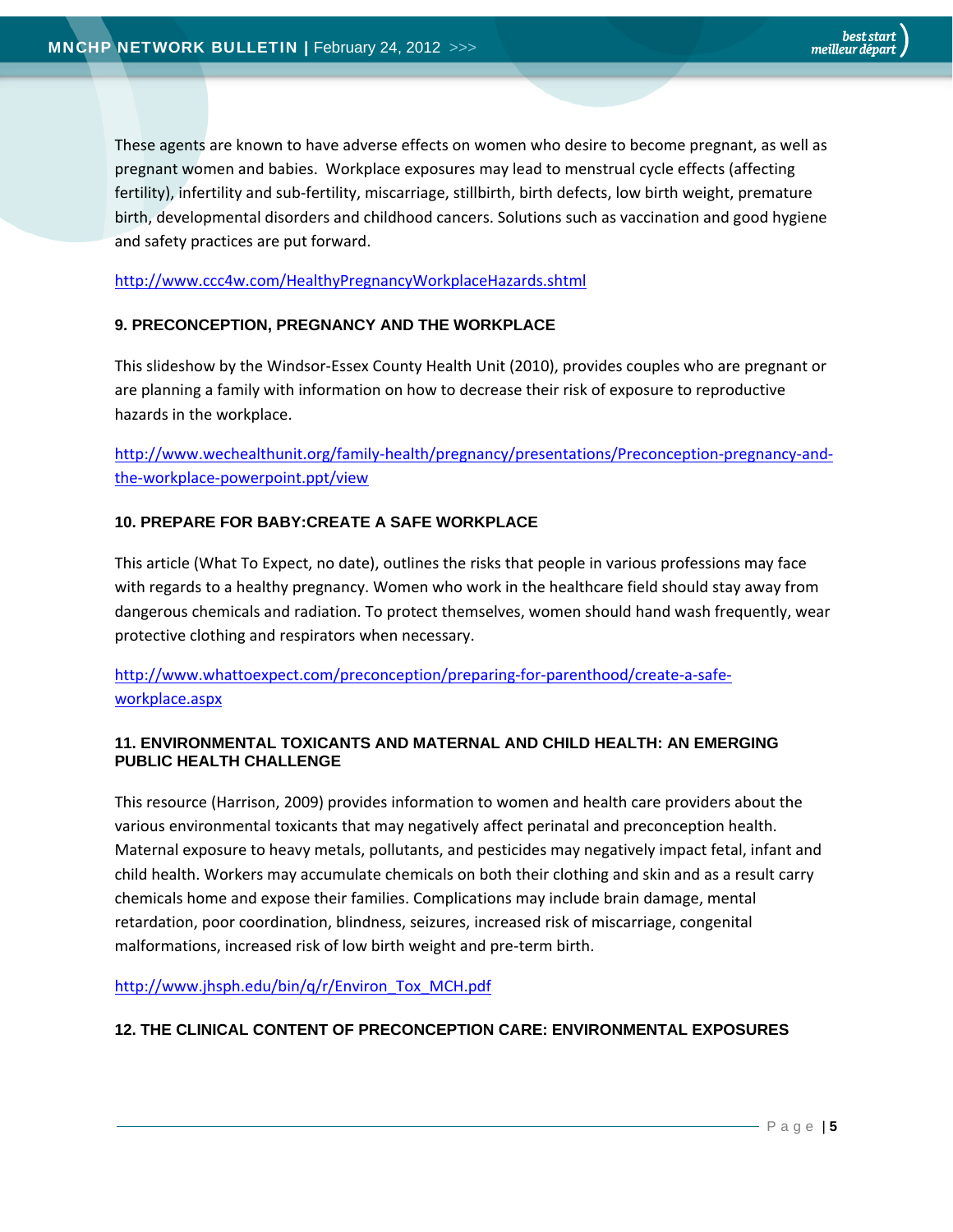These agents are known to have adverse effects on women who desire to become pregnant, as well as pregnant women and babies. Workplace exposures may lead to menstrual cycle effects (affecting fertility), infertility and sub-fertility, miscarriage, stillbirth, birth defects, low birth weight, premature birth, developmental disorders and childhood cancers. Solutions such as vaccination and good hygiene and safety practices are put forward.

http://www.ccc4w.com/HealthyPregnancyWorkplaceHazards.shtml

### 9. PRECONCEPTION, PREGNANCY AND THE WORKPLACE

This slideshow by the Windsor-Essex County Health Unit (2010), provides couples who are pregnant or are planning a family with information on how to decrease their risk of exposure to reproductive hazards in the workplace.

http://www.wechealthunit.org/family-health/pregnancy/presentations/Preconception-pregnancy-and-the-workplace-powerpoint.ppt/view

### 10. PREPARE FOR BABY:CREATE A SAFE WORKPLACE

This article (What To Expect, no date), outlines the risks that people in various professions may face with regards to a healthy pregnancy. Women who work in the healthcare field should stay away from dangerous chemicals and radiation. To protect themselves, women should hand wash frequently, wear protective clothing and respirators when necessary.

http://www.whattoexpect.com/preconception/preparing-for-parenthood/create-a-safe-workplace.aspx

### 11. ENVIRONMENTAL TOXICANTS AND MATERNAL AND CHILD HEALTH: AN EMERGING PUBLIC HEALTH CHALLENGE

This resource (Harrison, 2009) provides information to women and health care providers about the various environmental toxicants that may negatively affect perinatal and preconception health. Maternal exposure to heavy metals, pollutants, and pesticides may negatively impact fetal, infant and child health. Workers may accumulate chemicals on both their clothing and skin and as a result carry chemicals home and expose their families. Complications may include brain damage, mental retardation, poor coordination, blindness, seizures, increased risk of miscarriage, congenital malformations, increased risk of low birth weight and pre-term birth.

http://www.jhsph.edu/bin/q/r/Environ_Tox_MCH.pdf

### 12. THE CLINICAL CONTENT OF PRECONCEPTION CARE: ENVIRONMENTAL EXPOSURES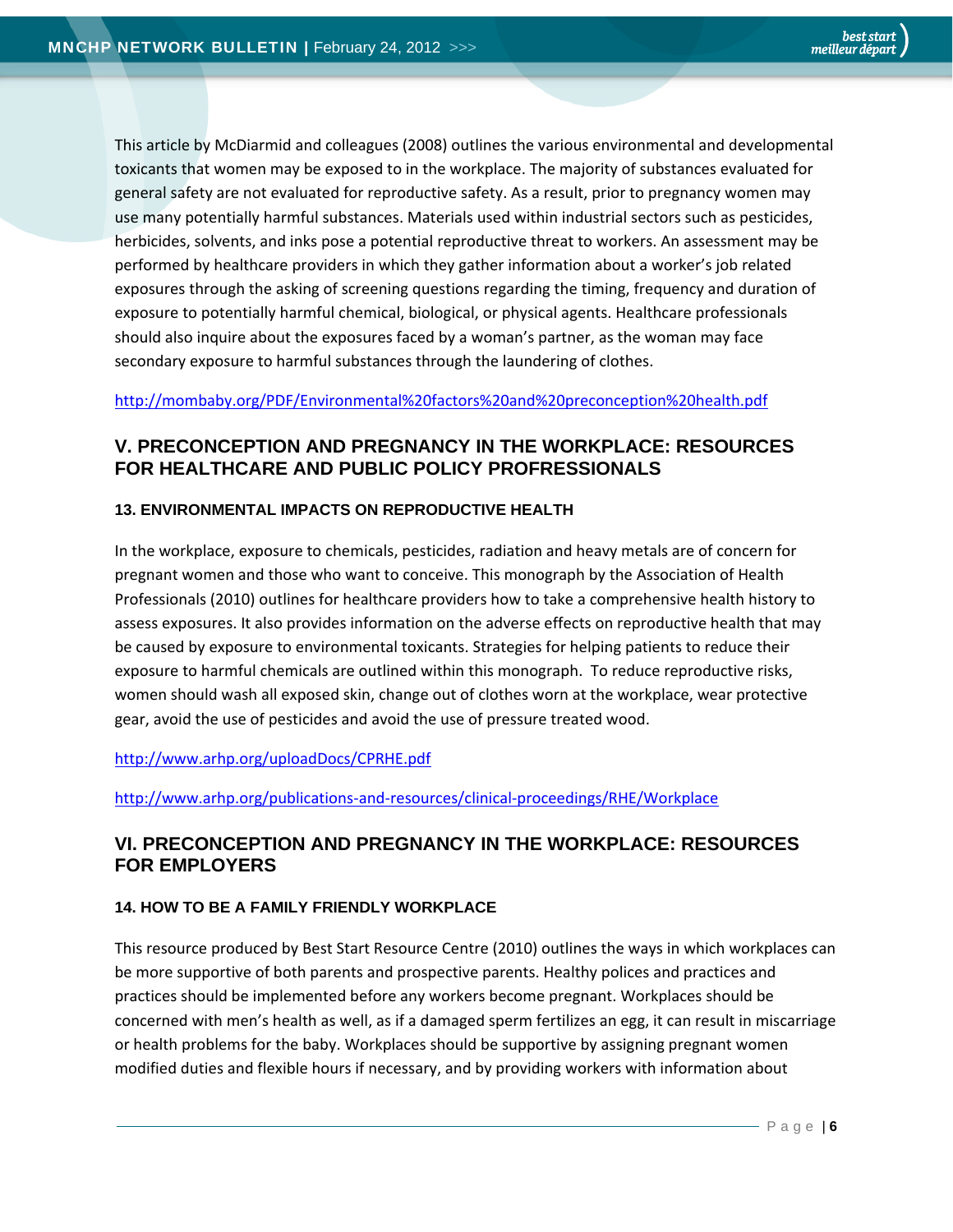This article by McDiarmid and colleagues (2008) outlines the various environmental and developmental toxicants that women may be exposed to in the workplace. The majority of substances evaluated for general safety are not evaluated for reproductive safety. As a result, prior to pregnancy women may use many potentially harmful substances. Materials used within industrial sectors such as pesticides, herbicides, solvents, and inks pose a potential reproductive threat to workers. An assessment may be performed by healthcare providers in which they gather information about a worker's job related exposures through the asking of screening questions regarding the timing, frequency and duration of exposure to potentially harmful chemical, biological, or physical agents. Healthcare professionals should also inquire about the exposures faced by a woman's partner, as the woman may face secondary exposure to harmful substances through the laundering of clothes.

http://mombaby.org/PDF/Environmental%20factors%20and%20preconception%20health.pdf

## V. PRECONCEPTION AND PREGNANCY IN THE WORKPLACE: RESOURCES FOR HEALTHCARE AND PUBLIC POLICY PROFRESSIONALS

### 13. ENVIRONMENTAL IMPACTS ON REPRODUCTIVE HEALTH

In the workplace, exposure to chemicals, pesticides, radiation and heavy metals are of concern for pregnant women and those who want to conceive. This monograph by the Association of Health Professionals (2010) outlines for healthcare providers how to take a comprehensive health history to assess exposures. It also provides information on the adverse effects on reproductive health that may be caused by exposure to environmental toxicants. Strategies for helping patients to reduce their exposure to harmful chemicals are outlined within this monograph. To reduce reproductive risks, women should wash all exposed skin, change out of clothes worn at the workplace, wear protective gear, avoid the use of pesticides and avoid the use of pressure treated wood.

http://www.arhp.org/uploadDocs/CPRHE.pdf

http://www.arhp.org/publications-and-resources/clinical-proceedings/RHE/Workplace

## VI. PRECONCEPTION AND PREGNANCY IN THE WORKPLACE: RESOURCES FOR EMPLOYERS

### 14. HOW TO BE A FAMILY FRIENDLY WORKPLACE

This resource produced by Best Start Resource Centre (2010) outlines the ways in which workplaces can be more supportive of both parents and prospective parents. Healthy polices and practices and practices should be implemented before any workers become pregnant. Workplaces should be concerned with men's health as well, as if a damaged sperm fertilizes an egg, it can result in miscarriage or health problems for the baby. Workplaces should be supportive by assigning pregnant women modified duties and flexible hours if necessary, and by providing workers with information about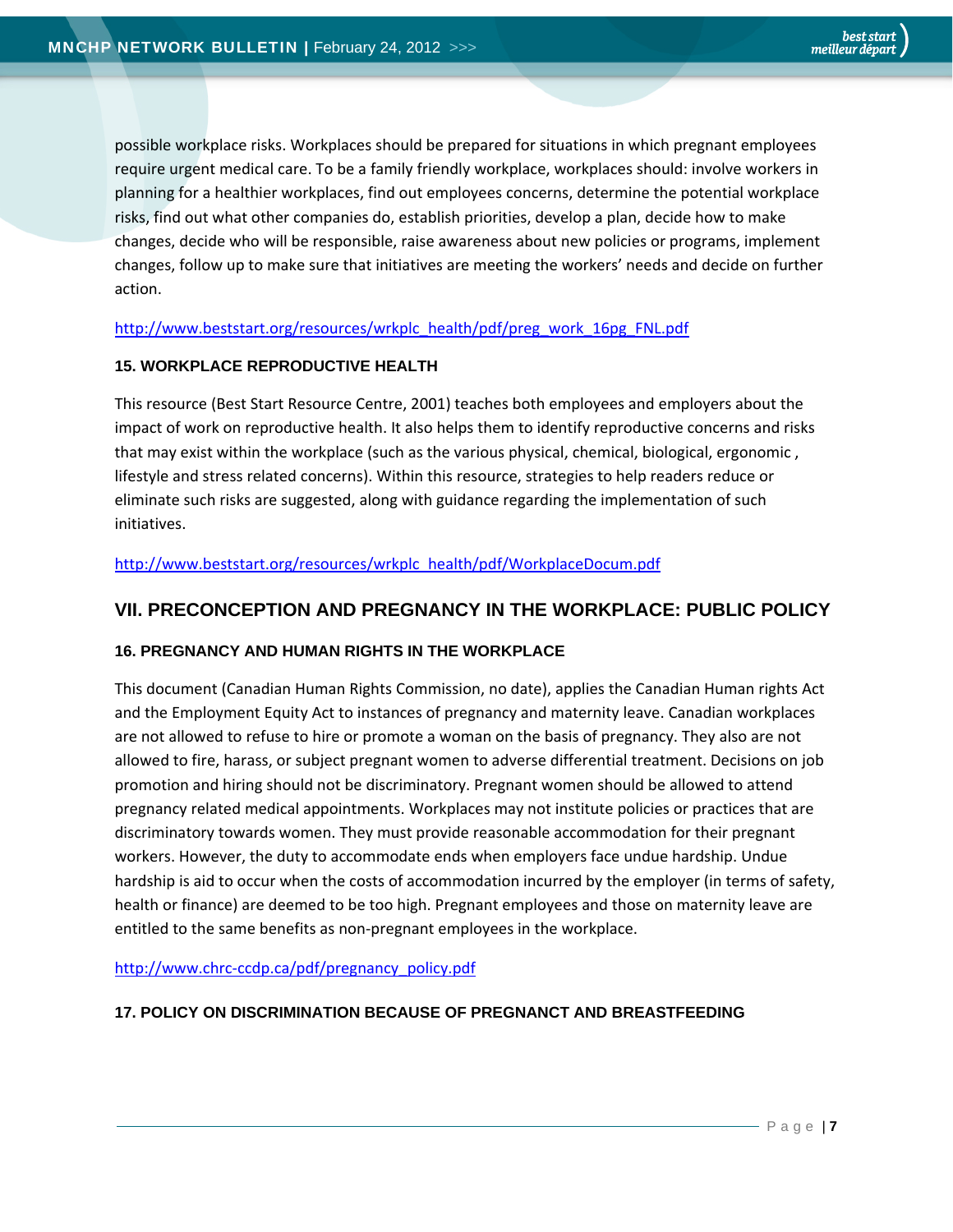possible workplace risks. Workplaces should be prepared for situations in which pregnant employees require urgent medical care. To be a family friendly workplace, workplaces should: involve workers in planning for a healthier workplaces, find out employees concerns, determine the potential workplace risks, find out what other companies do, establish priorities, develop a plan, decide how to make changes, decide who will be responsible, raise awareness about new policies or programs, implement changes, follow up to make sure that initiatives are meeting the workers' needs and decide on further action.

http://www.beststart.org/resources/wrkplc_health/pdf/preg_work_16pg_FNL.pdf

### 15. WORKPLACE REPRODUCTIVE HEALTH

This resource (Best Start Resource Centre, 2001) teaches both employees and employers about the impact of work on reproductive health. It also helps them to identify reproductive concerns and risks that may exist within the workplace (such as the various physical, chemical, biological, ergonomic , lifestyle and stress related concerns). Within this resource, strategies to help readers reduce or eliminate such risks are suggested, along with guidance regarding the implementation of such initiatives.

http://www.beststart.org/resources/wrkplc_health/pdf/WorkplaceDocum.pdf

## VII. PRECONCEPTION AND PREGNANCY IN THE WORKPLACE: PUBLIC POLICY

### 16. PREGNANCY AND HUMAN RIGHTS IN THE WORKPLACE

This document (Canadian Human Rights Commission, no date), applies the Canadian Human rights Act and the Employment Equity Act to instances of pregnancy and maternity leave. Canadian workplaces are not allowed to refuse to hire or promote a woman on the basis of pregnancy. They also are not allowed to fire, harass, or subject pregnant women to adverse differential treatment. Decisions on job promotion and hiring should not be discriminatory. Pregnant women should be allowed to attend pregnancy related medical appointments. Workplaces may not institute policies or practices that are discriminatory towards women. They must provide reasonable accommodation for their pregnant workers. However, the duty to accommodate ends when employers face undue hardship. Undue hardship is aid to occur when the costs of accommodation incurred by the employer (in terms of safety, health or finance) are deemed to be too high. Pregnant employees and those on maternity leave are entitled to the same benefits as non-pregnant employees in the workplace.

http://www.chrc-ccdp.ca/pdf/pregnancy_policy.pdf

### 17. POLICY ON DISCRIMINATION BECAUSE OF PREGNANCT AND BREASTFEEDING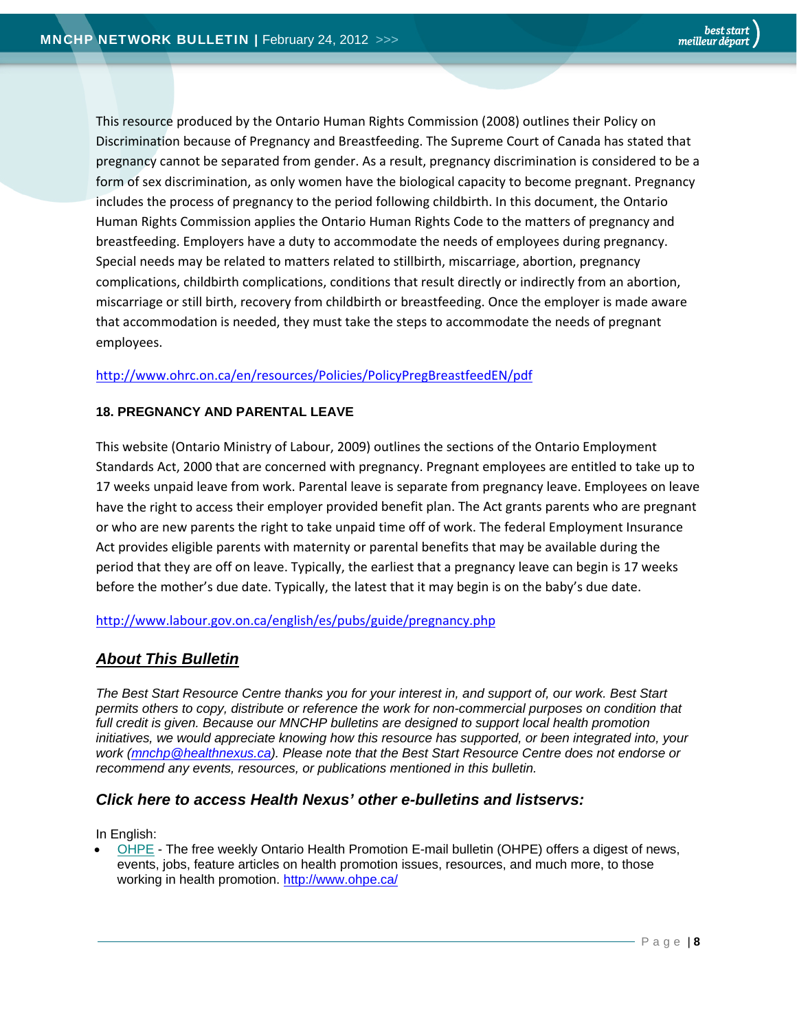This resource produced by the Ontario Human Rights Commission (2008) outlines their Policy on Discrimination because of Pregnancy and Breastfeeding. The Supreme Court of Canada has stated that pregnancy cannot be separated from gender. As a result, pregnancy discrimination is considered to be a form of sex discrimination, as only women have the biological capacity to become pregnant. Pregnancy includes the process of pregnancy to the period following childbirth. In this document, the Ontario Human Rights Commission applies the Ontario Human Rights Code to the matters of pregnancy and breastfeeding. Employers have a duty to accommodate the needs of employees during pregnancy. Special needs may be related to matters related to stillbirth, miscarriage, abortion, pregnancy complications, childbirth complications, conditions that result directly or indirectly from an abortion, miscarriage or still birth, recovery from childbirth or breastfeeding. Once the employer is made aware that accommodation is needed, they must take the steps to accommodate the needs of pregnant employees.

http://www.ohrc.on.ca/en/resources/Policies/PolicyPregBreastfeedEN/pdf

### 18. PREGNANCY AND PARENTAL LEAVE

This website (Ontario Ministry of Labour, 2009) outlines the sections of the Ontario Employment Standards Act, 2000 that are concerned with pregnancy. Pregnant employees are entitled to take up to 17 weeks unpaid leave from work. Parental leave is separate from pregnancy leave. Employees on leave have the right to access their employer provided benefit plan. The Act grants parents who are pregnant or who are new parents the right to take unpaid time off of work. The federal Employment Insurance Act provides eligible parents with maternity or parental benefits that may be available during the period that they are off on leave. Typically, the earliest that a pregnancy leave can begin is 17 weeks before the mother's due date. Typically, the latest that it may begin is on the baby's due date.

http://www.labour.gov.on.ca/english/es/pubs/guide/pregnancy.php

## ***About This Bulletin***

*The Best Start Resource Centre thanks you for your interest in, and support of, our work. Best Start permits others to copy, distribute or reference the work for non-commercial purposes on condition that full credit is given. Because our MNCHP bulletins are designed to support local health promotion initiatives, we would appreciate knowing how this resource has supported, or been integrated into, your work (mnchp@healthnexus.ca). Please note that the Best Start Resource Centre does not endorse or recommend any events, resources, or publications mentioned in this bulletin.*

### *Click here to access Health Nexus' other e-bulletins and listservs:*

In English:

- OHPE - The free weekly Ontario Health Promotion E-mail bulletin (OHPE) offers a digest of news, events, jobs, feature articles on health promotion issues, resources, and much more, to those working in health promotion. http://www.ohpe.ca/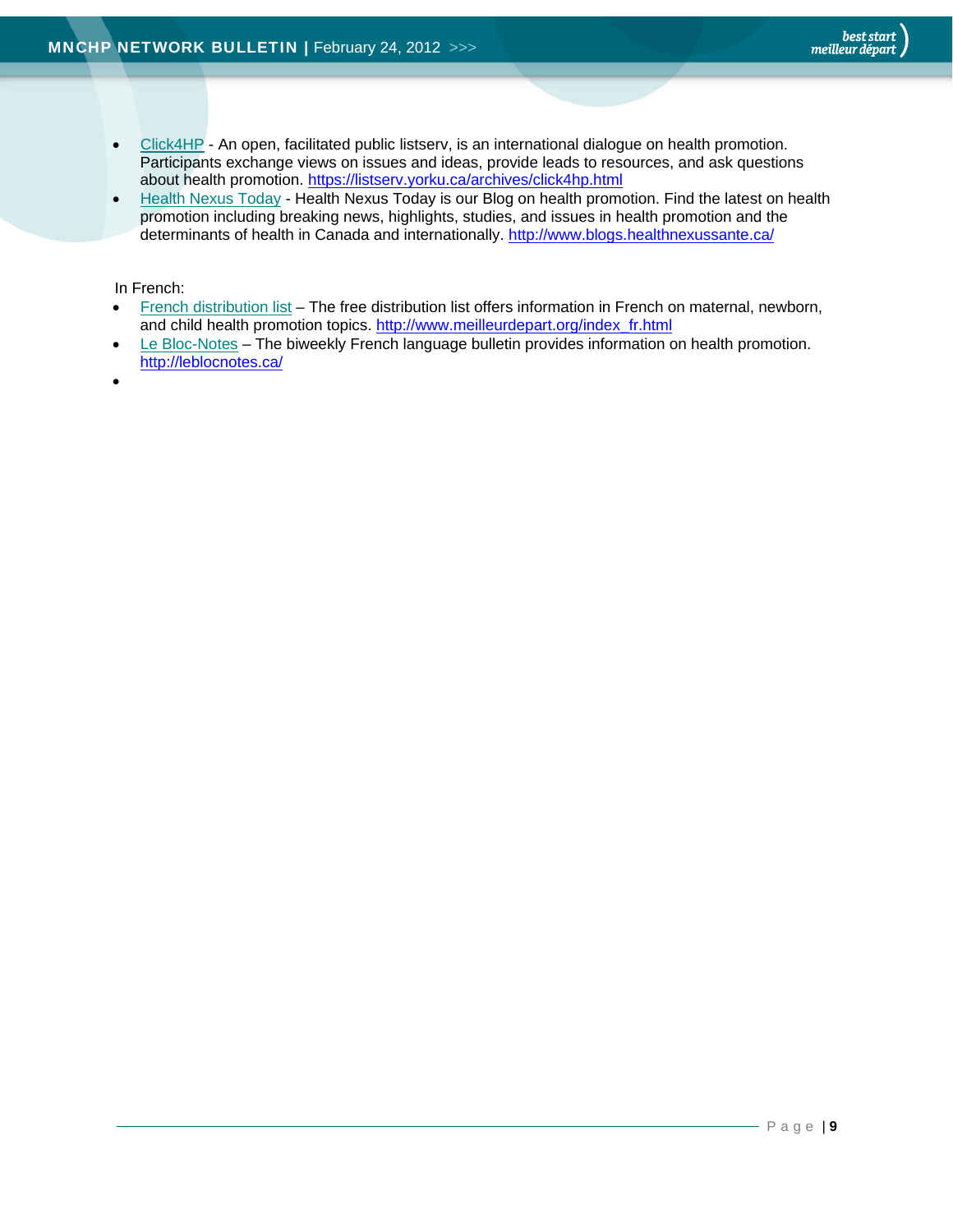- Click4HP - An open, facilitated public listserv, is an international dialogue on health promotion. Participants exchange views on issues and ideas, provide leads to resources, and ask questions about health promotion. https://listserv.yorku.ca/archives/click4hp.html
- Health Nexus Today - Health Nexus Today is our Blog on health promotion. Find the latest on health promotion including breaking news, highlights, studies, and issues in health promotion and the determinants of health in Canada and internationally. http://www.blogs.healthnexussante.ca/

In French:

- French distribution list – The free distribution list offers information in French on maternal, newborn, and child health promotion topics. http://www.meilleurdepart.org/index_fr.html
- Le Bloc-Notes – The biweekly French language bulletin provides information on health promotion. http://leblocnotes.ca/